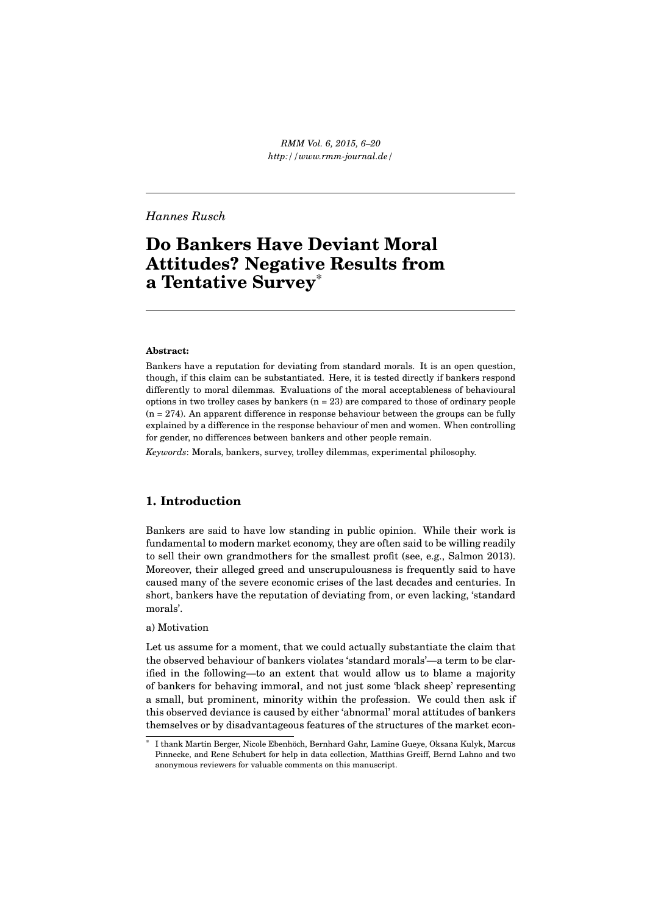Hannes Rusch

# Do Bankers Have Deviant Moral Attitudes? Negative Results from a Tentative Survey*

**Abstract:**

Bankers have a reputation for deviating from standard morals. It is an open question, though, if this claim can be substantiated. Here, it is tested directly if bankers respond differently to moral dilemmas. Evaluations of the moral acceptableness of behavioural options in two trolley cases by bankers (n = 23) are compared to those of ordinary people (n = 274). An apparent difference in response behaviour between the groups can be fully explained by a difference in the response behaviour of men and women. When controlling for gender, no differences between bankers and other people remain.

*Keywords*: Morals, bankers, survey, trolley dilemmas, experimental philosophy.

## 1. Introduction

Bankers are said to have low standing in public opinion. While their work is fundamental to modern market economy, they are often said to be willing readily to sell their own grandmothers for the smallest profit (see, e.g., Salmon 2013). Moreover, their alleged greed and unscrupulousness is frequently said to have caused many of the severe economic crises of the last decades and centuries. In short, bankers have the reputation of deviating from, or even lacking, 'standard morals'.

a) Motivation

Let us assume for a moment, that we could actually substantiate the claim that the observed behaviour of bankers violates 'standard morals'—a term to be clarified in the following—to an extent that would allow us to blame a majority of bankers for behaving immoral, and not just some 'black sheep' representing a small, but prominent, minority within the profession. We could then ask if this observed deviance is caused by either 'abnormal' moral attitudes of bankers themselves or by disadvantageous features of the structures of the market econ-

* I thank Martin Berger, Nicole Ebenhöch, Bernhard Gahr, Lamine Gueye, Oksana Kulyk, Marcus Pinnecke, and Rene Schubert for help in data collection, Matthias Greiff, Bernd Lahno and two anonymous reviewers for valuable comments on this manuscript.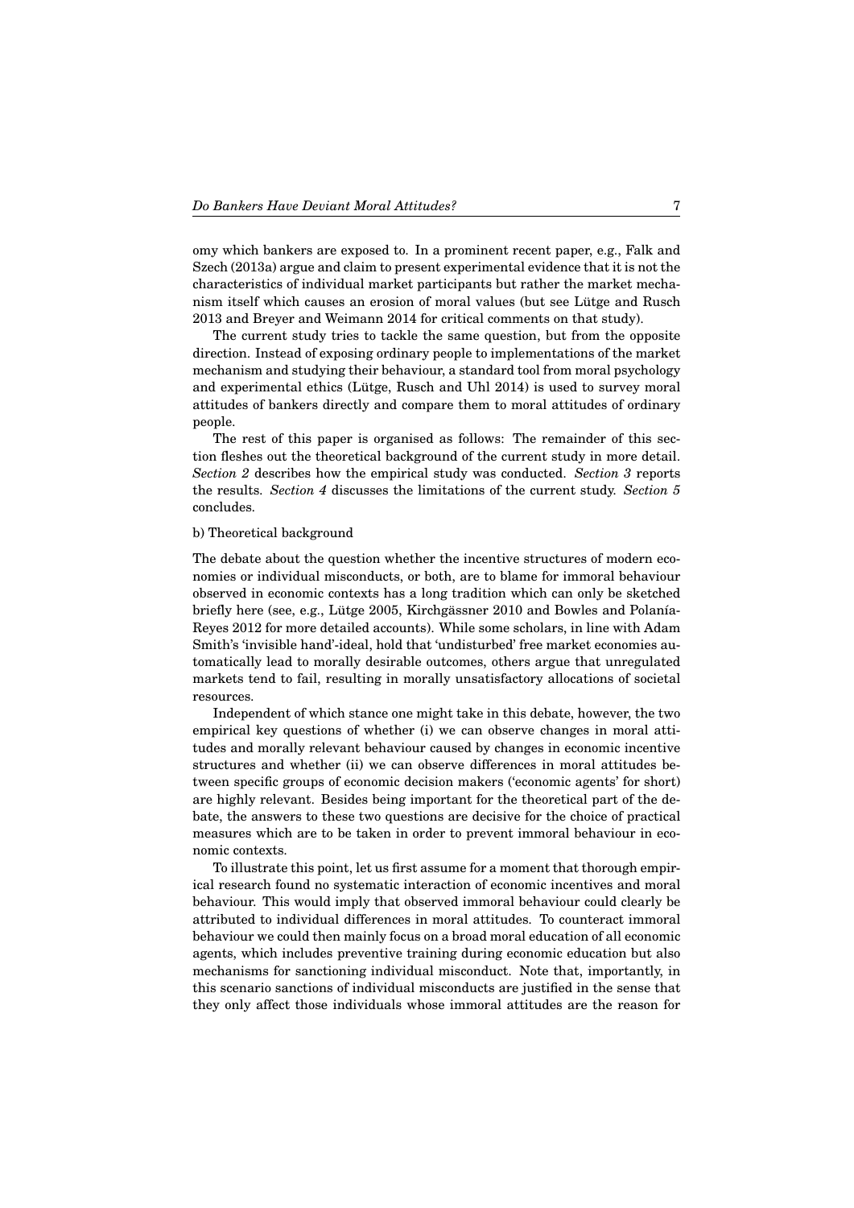omy which bankers are exposed to. In a prominent recent paper, e.g., Falk and Szech (2013a) argue and claim to present experimental evidence that it is not the characteristics of individual market participants but rather the market mechanism itself which causes an erosion of moral values (but see Lütge and Rusch 2013 and Breyer and Weimann 2014 for critical comments on that study).

The current study tries to tackle the same question, but from the opposite direction. Instead of exposing ordinary people to implementations of the market mechanism and studying their behaviour, a standard tool from moral psychology and experimental ethics (Lütge, Rusch and Uhl 2014) is used to survey moral attitudes of bankers directly and compare them to moral attitudes of ordinary people.

The rest of this paper is organised as follows: The remainder of this section fleshes out the theoretical background of the current study in more detail. *Section 2* describes how the empirical study was conducted. *Section 3* reports the results. *Section 4* discusses the limitations of the current study. *Section 5* concludes.

b) Theoretical background

The debate about the question whether the incentive structures of modern economies or individual misconducts, or both, are to blame for immoral behaviour observed in economic contexts has a long tradition which can only be sketched briefly here (see, e.g., Lütge 2005, Kirchgässner 2010 and Bowles and Polanía-Reyes 2012 for more detailed accounts). While some scholars, in line with Adam Smith's 'invisible hand'-ideal, hold that 'undisturbed' free market economies automatically lead to morally desirable outcomes, others argue that unregulated markets tend to fail, resulting in morally unsatisfactory allocations of societal resources.

Independent of which stance one might take in this debate, however, the two empirical key questions of whether (i) we can observe changes in moral attitudes and morally relevant behaviour caused by changes in economic incentive structures and whether (ii) we can observe differences in moral attitudes between specific groups of economic decision makers ('economic agents' for short) are highly relevant. Besides being important for the theoretical part of the debate, the answers to these two questions are decisive for the choice of practical measures which are to be taken in order to prevent immoral behaviour in economic contexts.

To illustrate this point, let us first assume for a moment that thorough empirical research found no systematic interaction of economic incentives and moral behaviour. This would imply that observed immoral behaviour could clearly be attributed to individual differences in moral attitudes. To counteract immoral behaviour we could then mainly focus on a broad moral education of all economic agents, which includes preventive training during economic education but also mechanisms for sanctioning individual misconduct. Note that, importantly, in this scenario sanctions of individual misconducts are justified in the sense that they only affect those individuals whose immoral attitudes are the reason for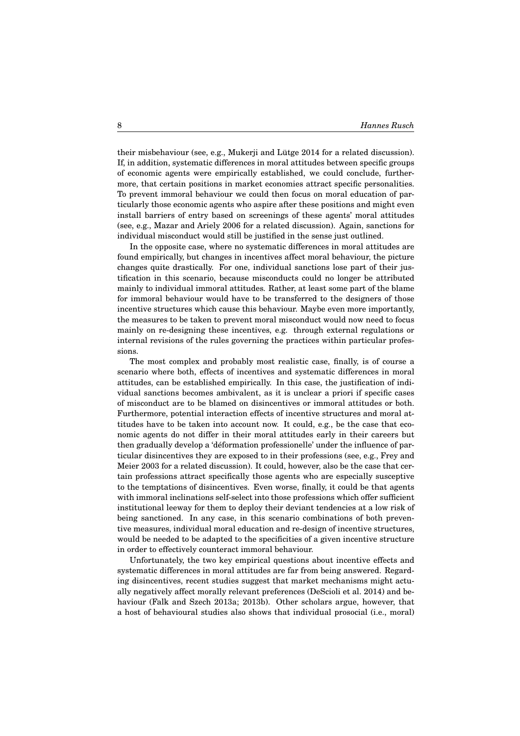their misbehaviour (see, e.g., Mukerji and Lütge 2014 for a related discussion). If, in addition, systematic differences in moral attitudes between specific groups of economic agents were empirically established, we could conclude, furthermore, that certain positions in market economies attract specific personalities. To prevent immoral behaviour we could then focus on moral education of particularly those economic agents who aspire after these positions and might even install barriers of entry based on screenings of these agents' moral attitudes (see, e.g., Mazar and Ariely 2006 for a related discussion). Again, sanctions for individual misconduct would still be justified in the sense just outlined.

In the opposite case, where no systematic differences in moral attitudes are found empirically, but changes in incentives affect moral behaviour, the picture changes quite drastically. For one, individual sanctions lose part of their justification in this scenario, because misconducts could no longer be attributed mainly to individual immoral attitudes. Rather, at least some part of the blame for immoral behaviour would have to be transferred to the designers of those incentive structures which cause this behaviour. Maybe even more importantly, the measures to be taken to prevent moral misconduct would now need to focus mainly on re-designing these incentives, e.g. through external regulations or internal revisions of the rules governing the practices within particular professions.

The most complex and probably most realistic case, finally, is of course a scenario where both, effects of incentives and systematic differences in moral attitudes, can be established empirically. In this case, the justification of individual sanctions becomes ambivalent, as it is unclear a priori if specific cases of misconduct are to be blamed on disincentives or immoral attitudes or both. Furthermore, potential interaction effects of incentive structures and moral attitudes have to be taken into account now. It could, e.g., be the case that economic agents do not differ in their moral attitudes early in their careers but then gradually develop a 'déformation professionelle' under the influence of particular disincentives they are exposed to in their professions (see, e.g., Frey and Meier 2003 for a related discussion). It could, however, also be the case that certain professions attract specifically those agents who are especially susceptive to the temptations of disincentives. Even worse, finally, it could be that agents with immoral inclinations self-select into those professions which offer sufficient institutional leeway for them to deploy their deviant tendencies at a low risk of being sanctioned. In any case, in this scenario combinations of both preventive measures, individual moral education and re-design of incentive structures, would be needed to be adapted to the specificities of a given incentive structure in order to effectively counteract immoral behaviour.

Unfortunately, the two key empirical questions about incentive effects and systematic differences in moral attitudes are far from being answered. Regarding disincentives, recent studies suggest that market mechanisms might actually negatively affect morally relevant preferences (DeScioli et al. 2014) and behaviour (Falk and Szech 2013a; 2013b). Other scholars argue, however, that a host of behavioural studies also shows that individual prosocial (i.e., moral)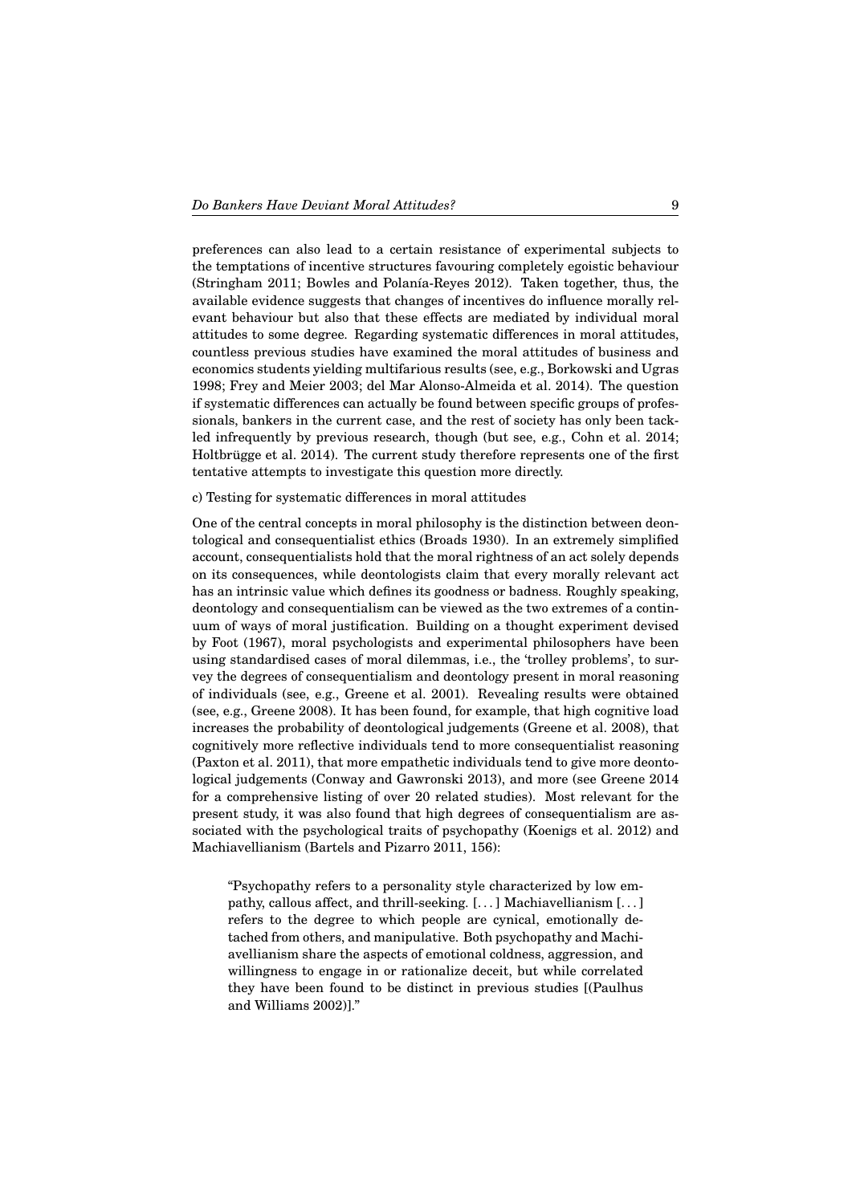preferences can also lead to a certain resistance of experimental subjects to the temptations of incentive structures favouring completely egoistic behaviour (Stringham 2011; Bowles and Polanía-Reyes 2012). Taken together, thus, the available evidence suggests that changes of incentives do influence morally relevant behaviour but also that these effects are mediated by individual moral attitudes to some degree. Regarding systematic differences in moral attitudes, countless previous studies have examined the moral attitudes of business and economics students yielding multifarious results (see, e.g., Borkowski and Ugras 1998; Frey and Meier 2003; del Mar Alonso-Almeida et al. 2014). The question if systematic differences can actually be found between specific groups of professionals, bankers in the current case, and the rest of society has only been tackled infrequently by previous research, though (but see, e.g., Cohn et al. 2014; Holtbrügge et al. 2014). The current study therefore represents one of the first tentative attempts to investigate this question more directly.

c) Testing for systematic differences in moral attitudes

One of the central concepts in moral philosophy is the distinction between deontological and consequentialist ethics (Broads 1930). In an extremely simplified account, consequentialists hold that the moral rightness of an act solely depends on its consequences, while deontologists claim that every morally relevant act has an intrinsic value which defines its goodness or badness. Roughly speaking, deontology and consequentialism can be viewed as the two extremes of a continuum of ways of moral justification. Building on a thought experiment devised by Foot (1967), moral psychologists and experimental philosophers have been using standardised cases of moral dilemmas, i.e., the 'trolley problems', to survey the degrees of consequentialism and deontology present in moral reasoning of individuals (see, e.g., Greene et al. 2001). Revealing results were obtained (see, e.g., Greene 2008). It has been found, for example, that high cognitive load increases the probability of deontological judgements (Greene et al. 2008), that cognitively more reflective individuals tend to more consequentialist reasoning (Paxton et al. 2011), that more empathetic individuals tend to give more deontological judgements (Conway and Gawronski 2013), and more (see Greene 2014 for a comprehensive listing of over 20 related studies). Most relevant for the present study, it was also found that high degrees of consequentialism are associated with the psychological traits of psychopathy (Koenigs et al. 2012) and Machiavellianism (Bartels and Pizarro 2011, 156):

> "Psychopathy refers to a personality style characterized by low empathy, callous affect, and thrill-seeking. [...] Machiavellianism [...] refers to the degree to which people are cynical, emotionally detached from others, and manipulative. Both psychopathy and Machiavellianism share the aspects of emotional coldness, aggression, and willingness to engage in or rationalize deceit, but while correlated they have been found to be distinct in previous studies [(Paulhus and Williams 2002)]."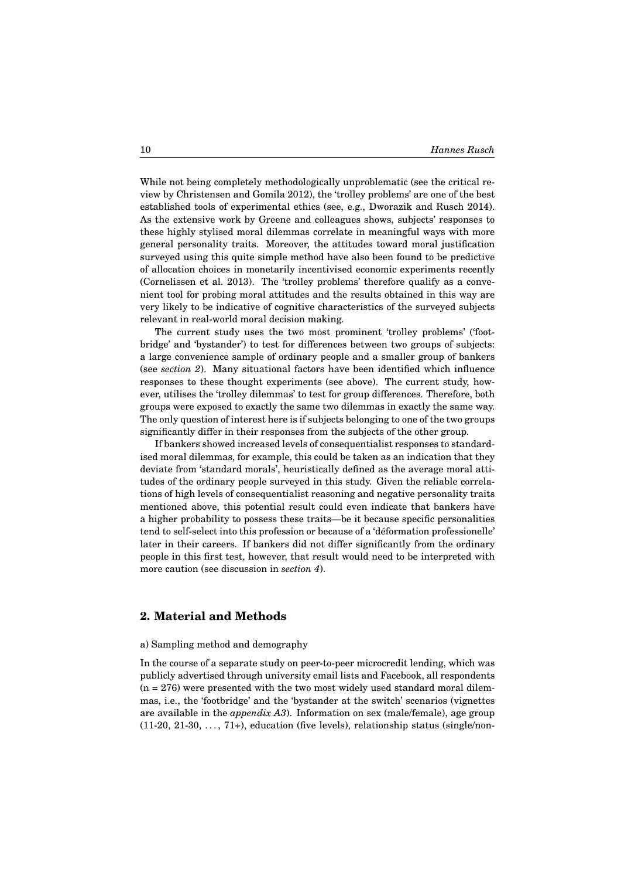While not being completely methodologically unproblematic (see the critical review by Christensen and Gomila 2012), the 'trolley problems' are one of the best established tools of experimental ethics (see, e.g., Dworazik and Rusch 2014). As the extensive work by Greene and colleagues shows, subjects' responses to these highly stylised moral dilemmas correlate in meaningful ways with more general personality traits. Moreover, the attitudes toward moral justification surveyed using this quite simple method have also been found to be predictive of allocation choices in monetarily incentivised economic experiments recently (Cornelissen et al. 2013). The 'trolley problems' therefore qualify as a convenient tool for probing moral attitudes and the results obtained in this way are very likely to be indicative of cognitive characteristics of the surveyed subjects relevant in real-world moral decision making.

The current study uses the two most prominent 'trolley problems' ('footbridge' and 'bystander') to test for differences between two groups of subjects: a large convenience sample of ordinary people and a smaller group of bankers (see *section 2*). Many situational factors have been identified which influence responses to these thought experiments (see above). The current study, however, utilises the 'trolley dilemmas' to test for group differences. Therefore, both groups were exposed to exactly the same two dilemmas in exactly the same way. The only question of interest here is if subjects belonging to one of the two groups significantly differ in their responses from the subjects of the other group.

If bankers showed increased levels of consequentialist responses to standardised moral dilemmas, for example, this could be taken as an indication that they deviate from 'standard morals', heuristically defined as the average moral attitudes of the ordinary people surveyed in this study. Given the reliable correlations of high levels of consequentialist reasoning and negative personality traits mentioned above, this potential result could even indicate that bankers have a higher probability to possess these traits—be it because specific personalities tend to self-select into this profession or because of a 'déformation professionelle' later in their careers. If bankers did not differ significantly from the ordinary people in this first test, however, that result would need to be interpreted with more caution (see discussion in *section 4*).

## 2. Material and Methods

a) Sampling method and demography

In the course of a separate study on peer-to-peer microcredit lending, which was publicly advertised through university email lists and Facebook, all respondents (n = 276) were presented with the two most widely used standard moral dilemmas, i.e., the 'footbridge' and the 'bystander at the switch' scenarios (vignettes are available in the *appendix A3*). Information on sex (male/female), age group (11-20, 21-30, ..., 71+), education (five levels), relationship status (single/non-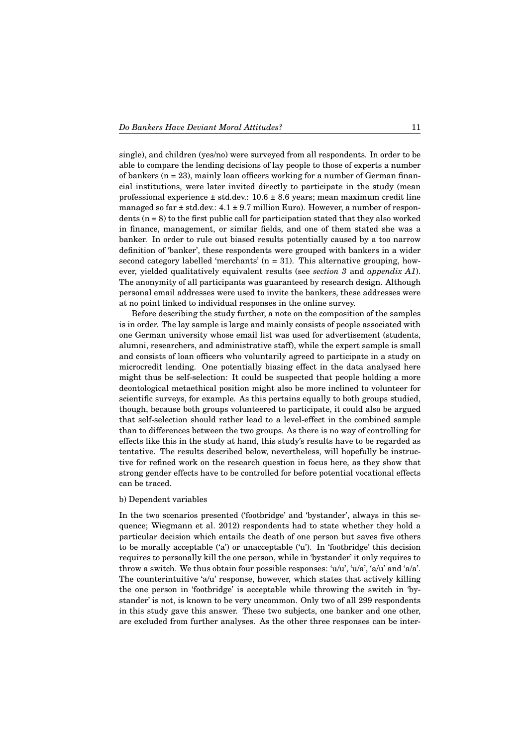single), and children (yes/no) were surveyed from all respondents. In order to be able to compare the lending decisions of lay people to those of experts a number of bankers (n = 23), mainly loan officers working for a number of German financial institutions, were later invited directly to participate in the study (mean professional experience ± std.dev.: 10.6 ± 8.6 years; mean maximum credit line managed so far ± std.dev.: 4.1 ± 9.7 million Euro). However, a number of respondents (n = 8) to the first public call for participation stated that they also worked in finance, management, or similar fields, and one of them stated she was a banker. In order to rule out biased results potentially caused by a too narrow definition of 'banker', these respondents were grouped with bankers in a wider second category labelled 'merchants' (n = 31). This alternative grouping, however, yielded qualitatively equivalent results (see *section 3* and *appendix A1*). The anonymity of all participants was guaranteed by research design. Although personal email addresses were used to invite the bankers, these addresses were at no point linked to individual responses in the online survey.

Before describing the study further, a note on the composition of the samples is in order. The lay sample is large and mainly consists of people associated with one German university whose email list was used for advertisement (students, alumni, researchers, and administrative staff), while the expert sample is small and consists of loan officers who voluntarily agreed to participate in a study on microcredit lending. One potentially biasing effect in the data analysed here might thus be self-selection: It could be suspected that people holding a more deontological metaethical position might also be more inclined to volunteer for scientific surveys, for example. As this pertains equally to both groups studied, though, because both groups volunteered to participate, it could also be argued that self-selection should rather lead to a level-effect in the combined sample than to differences between the two groups. As there is no way of controlling for effects like this in the study at hand, this study's results have to be regarded as tentative. The results described below, nevertheless, will hopefully be instructive for refined work on the research question in focus here, as they show that strong gender effects have to be controlled for before potential vocational effects can be traced.

b) Dependent variables

In the two scenarios presented ('footbridge' and 'bystander', always in this sequence; Wiegmann et al. 2012) respondents had to state whether they hold a particular decision which entails the death of one person but saves five others to be morally acceptable ('a') or unacceptable ('u'). In 'footbridge' this decision requires to personally kill the one person, while in 'bystander' it only requires to throw a switch. We thus obtain four possible responses: 'u/u', 'u/a', 'a/u' and 'a/a'. The counterintuitive 'a/u' response, however, which states that actively killing the one person in 'footbridge' is acceptable while throwing the switch in 'bystander' is not, is known to be very uncommon. Only two of all 299 respondents in this study gave this answer. These two subjects, one banker and one other, are excluded from further analyses. As the other three responses can be inter-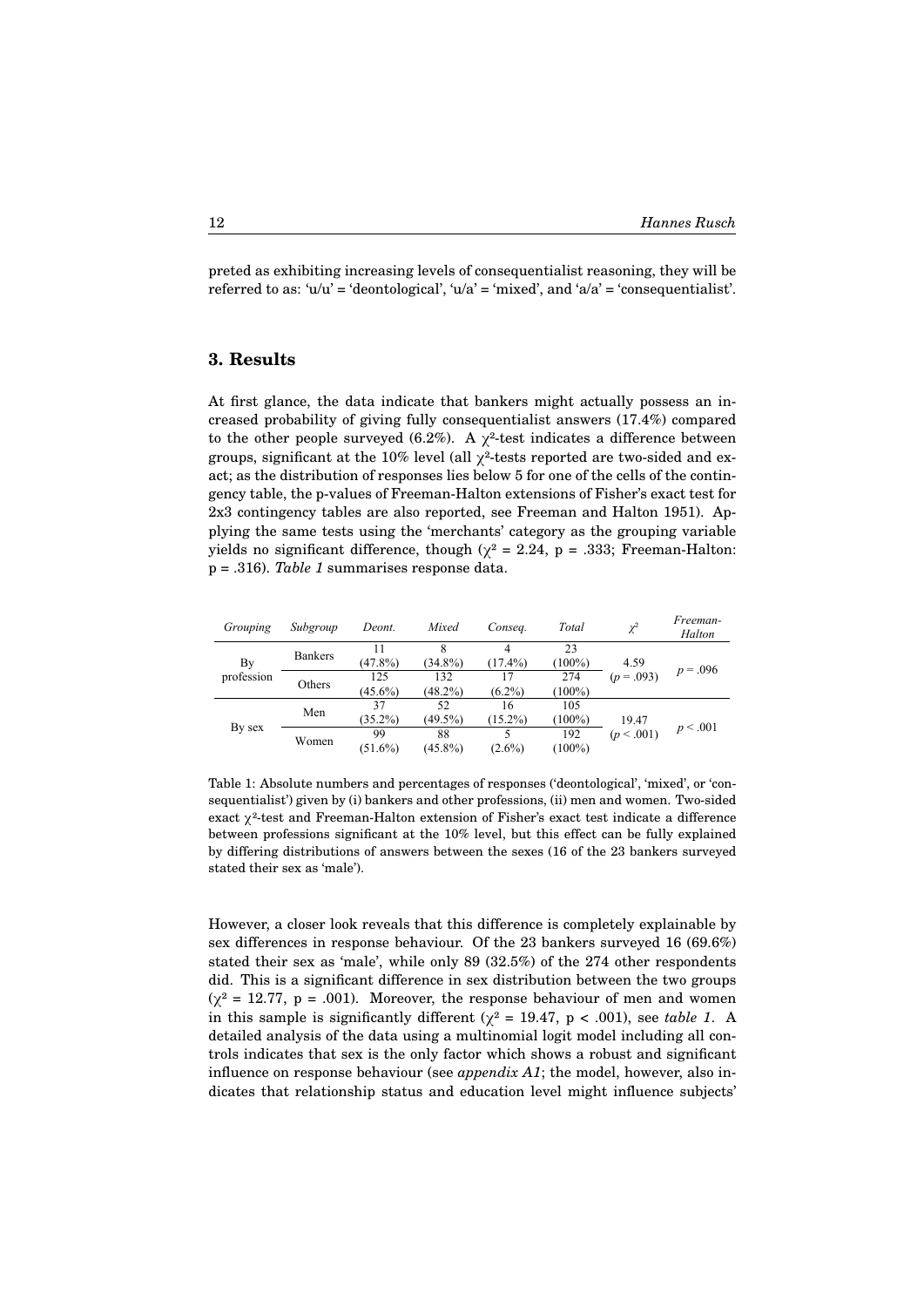preted as exhibiting increasing levels of consequentialist reasoning, they will be referred to as: 'u/u' = 'deontological', 'u/a' = 'mixed', and 'a/a' = 'consequentialist'.

## 3. Results

At first glance, the data indicate that bankers might actually possess an increased probability of giving fully consequentialist answers (17.4%) compared to the other people surveyed (6.2%). A $\chi^2$-test indicates a difference between groups, significant at the 10% level (all $\chi^2$-tests reported are two-sided and exact; as the distribution of responses lies below 5 for one of the cells of the contingency table, the p-values of Freeman-Halton extensions of Fisher's exact test for 2x3 contingency tables are also reported, see Freeman and Halton 1951). Applying the same tests using the 'merchants' category as the grouping variable yields no significant difference, though ($\chi^2 = 2.24$, $p = .333$; Freeman-Halton: $p = .316$). *Table 1* summarises response data.

| *Grouping* | *Subgroup* | *Deont.* | *Mixed* | *Conseq.* | *Total* | $\chi^2$ | *Freeman-Halton* |
|---|---|---|---|---|---|---|---|
| By profession | Bankers | 11 (47.8%) | 8 (34.8%) | 4 (17.4%) | 23 (100%) | 4.59 ($p = .093$) | $p = .096$ |
| | Others | 125 (45.6%) | 132 (48.2%) | 17 (6.2%) | 274 (100%) | | |
| By sex | Men | 37 (35.2%) | 52 (49.5%) | 16 (15.2%) | 105 (100%) | 19.47 ($p < .001$) | $p < .001$ |
| | Women | 99 (51.6%) | 88 (45.8%) | 5 (2.6%) | 192 (100%) | | |

Table 1: Absolute numbers and percentages of responses ('deontological', 'mixed', or 'consequentialist') given by (i) bankers and other professions, (ii) men and women. Two-sided exact $\chi^2$-test and Freeman-Halton extension of Fisher's exact test indicate a difference between professions significant at the 10% level, but this effect can be fully explained by differing distributions of answers between the sexes (16 of the 23 bankers surveyed stated their sex as 'male').

However, a closer look reveals that this difference is completely explainable by sex differences in response behaviour. Of the 23 bankers surveyed 16 (69.6%) stated their sex as 'male', while only 89 (32.5%) of the 274 other respondents did. This is a significant difference in sex distribution between the two groups ($\chi^2 = 12.77$, $p = .001$). Moreover, the response behaviour of men and women in this sample is significantly different ($\chi^2 = 19.47$, $p < .001$), see *table 1*. A detailed analysis of the data using a multinomial logit model including all controls indicates that sex is the only factor which shows a robust and significant influence on response behaviour (see *appendix A1*; the model, however, also indicates that relationship status and education level might influence subjects'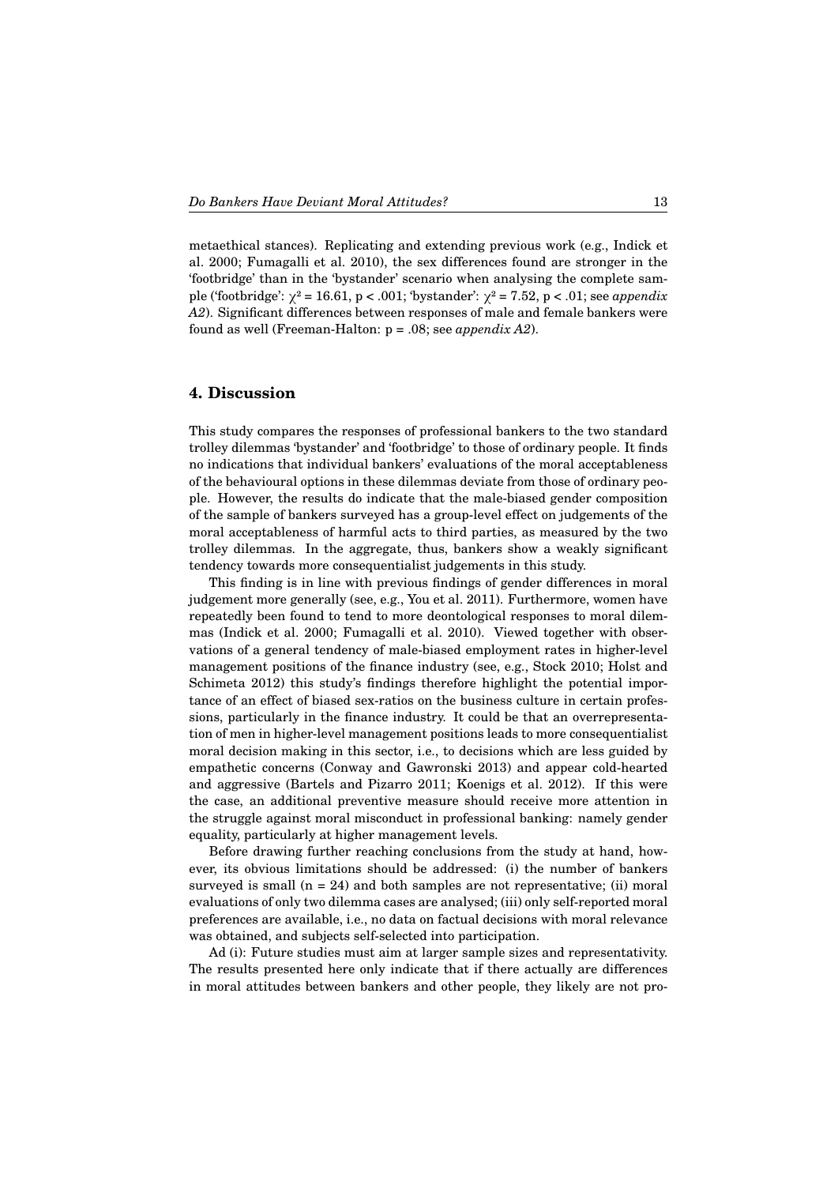metaethical stances). Replicating and extending previous work (e.g., Indick et al. 2000; Fumagalli et al. 2010), the sex differences found are stronger in the 'footbridge' than in the 'bystander' scenario when analysing the complete sample ('footbridge': $\chi^2 = 16.61$, $p < .001$; 'bystander': $\chi^2 = 7.52$, $p < .01$; see *appendix A2*). Significant differences between responses of male and female bankers were found as well (Freeman-Halton: $p = .08$; see *appendix A2*).

## 4. Discussion

This study compares the responses of professional bankers to the two standard trolley dilemmas 'bystander' and 'footbridge' to those of ordinary people. It finds no indications that individual bankers' evaluations of the moral acceptableness of the behavioural options in these dilemmas deviate from those of ordinary people. However, the results do indicate that the male-biased gender composition of the sample of bankers surveyed has a group-level effect on judgements of the moral acceptableness of harmful acts to third parties, as measured by the two trolley dilemmas. In the aggregate, thus, bankers show a weakly significant tendency towards more consequentialist judgements in this study.

This finding is in line with previous findings of gender differences in moral judgement more generally (see, e.g., You et al. 2011). Furthermore, women have repeatedly been found to tend to more deontological responses to moral dilemmas (Indick et al. 2000; Fumagalli et al. 2010). Viewed together with observations of a general tendency of male-biased employment rates in higher-level management positions of the finance industry (see, e.g., Stock 2010; Holst and Schimeta 2012) this study's findings therefore highlight the potential importance of an effect of biased sex-ratios on the business culture in certain professions, particularly in the finance industry. It could be that an overrepresentation of men in higher-level management positions leads to more consequentialist moral decision making in this sector, i.e., to decisions which are less guided by empathetic concerns (Conway and Gawronski 2013) and appear cold-hearted and aggressive (Bartels and Pizarro 2011; Koenigs et al. 2012). If this were the case, an additional preventive measure should receive more attention in the struggle against moral misconduct in professional banking: namely gender equality, particularly at higher management levels.

Before drawing further reaching conclusions from the study at hand, however, its obvious limitations should be addressed: (i) the number of bankers surveyed is small ($n = 24$) and both samples are not representative; (ii) moral evaluations of only two dilemma cases are analysed; (iii) only self-reported moral preferences are available, i.e., no data on factual decisions with moral relevance was obtained, and subjects self-selected into participation.

Ad (i): Future studies must aim at larger sample sizes and representativity. The results presented here only indicate that if there actually are differences in moral attitudes between bankers and other people, they likely are not pro-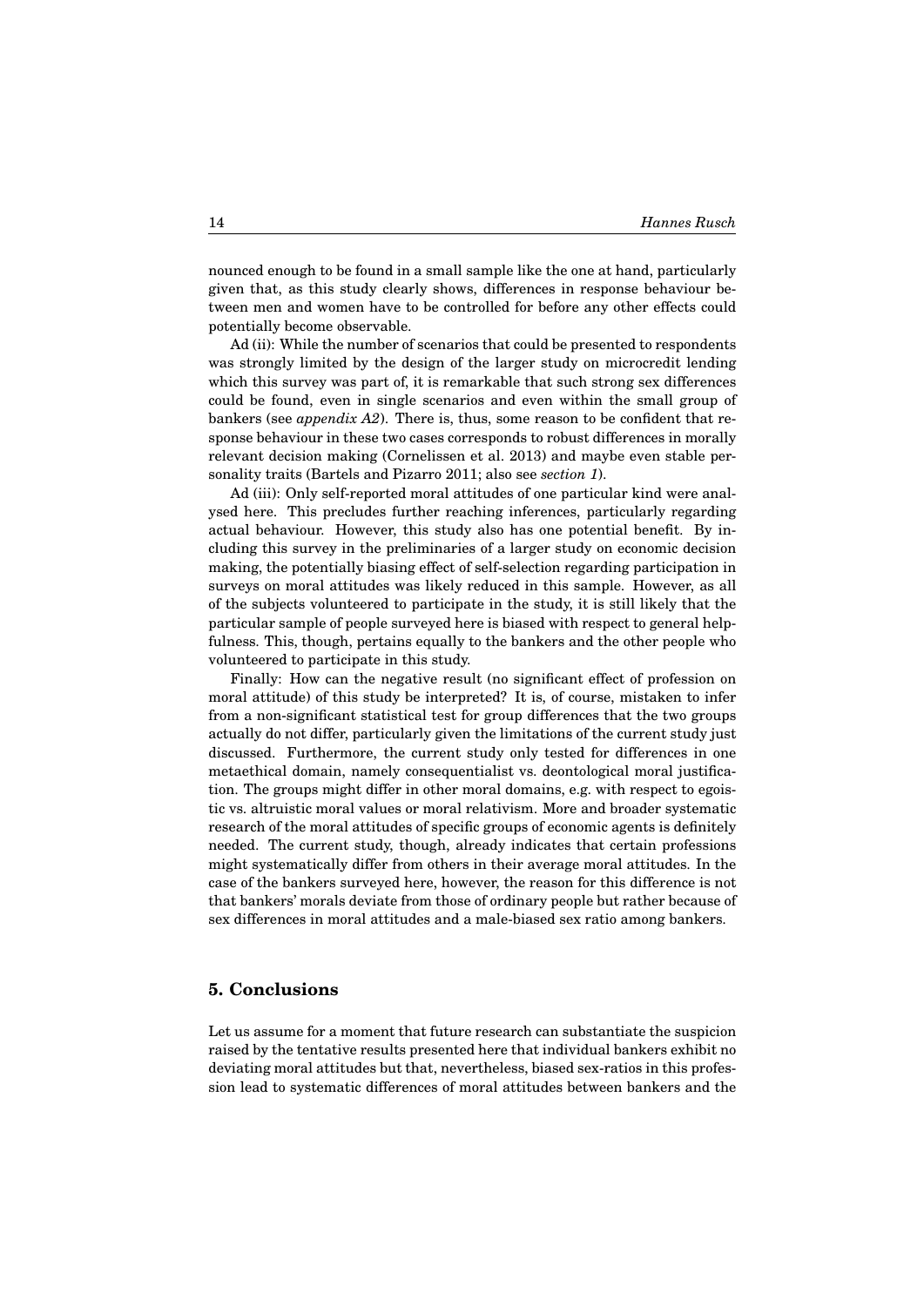nounced enough to be found in a small sample like the one at hand, particularly given that, as this study clearly shows, differences in response behaviour between men and women have to be controlled for before any other effects could potentially become observable.

Ad (ii): While the number of scenarios that could be presented to respondents was strongly limited by the design of the larger study on microcredit lending which this survey was part of, it is remarkable that such strong sex differences could be found, even in single scenarios and even within the small group of bankers (see *appendix A2*). There is, thus, some reason to be confident that response behaviour in these two cases corresponds to robust differences in morally relevant decision making (Cornelissen et al. 2013) and maybe even stable personality traits (Bartels and Pizarro 2011; also see *section 1*).

Ad (iii): Only self-reported moral attitudes of one particular kind were analysed here. This precludes further reaching inferences, particularly regarding actual behaviour. However, this study also has one potential benefit. By including this survey in the preliminaries of a larger study on economic decision making, the potentially biasing effect of self-selection regarding participation in surveys on moral attitudes was likely reduced in this sample. However, as all of the subjects volunteered to participate in the study, it is still likely that the particular sample of people surveyed here is biased with respect to general helpfulness. This, though, pertains equally to the bankers and the other people who volunteered to participate in this study.

Finally: How can the negative result (no significant effect of profession on moral attitude) of this study be interpreted? It is, of course, mistaken to infer from a non-significant statistical test for group differences that the two groups actually do not differ, particularly given the limitations of the current study just discussed. Furthermore, the current study only tested for differences in one metaethical domain, namely consequentialist vs. deontological moral justification. The groups might differ in other moral domains, e.g. with respect to egoistic vs. altruistic moral values or moral relativism. More and broader systematic research of the moral attitudes of specific groups of economic agents is definitely needed. The current study, though, already indicates that certain professions might systematically differ from others in their average moral attitudes. In the case of the bankers surveyed here, however, the reason for this difference is not that bankers' morals deviate from those of ordinary people but rather because of sex differences in moral attitudes and a male-biased sex ratio among bankers.

## 5. Conclusions

Let us assume for a moment that future research can substantiate the suspicion raised by the tentative results presented here that individual bankers exhibit no deviating moral attitudes but that, nevertheless, biased sex-ratios in this profession lead to systematic differences of moral attitudes between bankers and the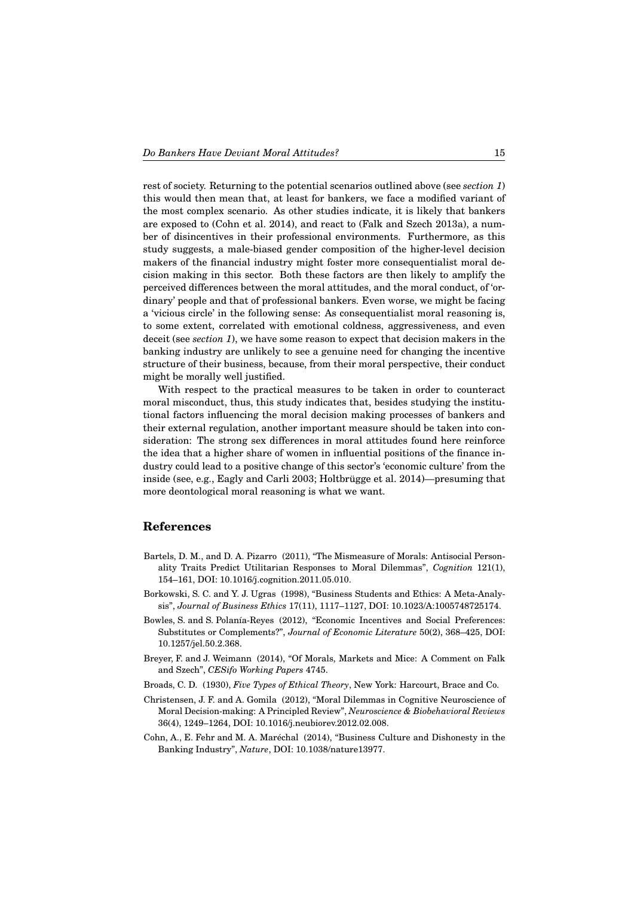rest of society. Returning to the potential scenarios outlined above (see *section 1*) this would then mean that, at least for bankers, we face a modified variant of the most complex scenario. As other studies indicate, it is likely that bankers are exposed to (Cohn et al. 2014), and react to (Falk and Szech 2013a), a number of disincentives in their professional environments. Furthermore, as this study suggests, a male-biased gender composition of the higher-level decision makers of the financial industry might foster more consequentialist moral decision making in this sector. Both these factors are then likely to amplify the perceived differences between the moral attitudes, and the moral conduct, of 'ordinary' people and that of professional bankers. Even worse, we might be facing a 'vicious circle' in the following sense: As consequentialist moral reasoning is, to some extent, correlated with emotional coldness, aggressiveness, and even deceit (see *section 1*), we have some reason to expect that decision makers in the banking industry are unlikely to see a genuine need for changing the incentive structure of their business, because, from their moral perspective, their conduct might be morally well justified.

With respect to the practical measures to be taken in order to counteract moral misconduct, thus, this study indicates that, besides studying the institutional factors influencing the moral decision making processes of bankers and their external regulation, another important measure should be taken into consideration: The strong sex differences in moral attitudes found here reinforce the idea that a higher share of women in influential positions of the finance industry could lead to a positive change of this sector's 'economic culture' from the inside (see, e.g., Eagly and Carli 2003; Holtbrügge et al. 2014)—presuming that more deontological moral reasoning is what we want.

## References

Bartels, D. M., and D. A. Pizarro (2011), "The Mismeasure of Morals: Antisocial Personality Traits Predict Utilitarian Responses to Moral Dilemmas", *Cognition* 121(1), 154–161, DOI: 10.1016/j.cognition.2011.05.010.

Borkowski, S. C. and Y. J. Ugras (1998), "Business Students and Ethics: A Meta-Analysis", *Journal of Business Ethics* 17(11), 1117–1127, DOI: 10.1023/A:1005748725174.

Bowles, S. and S. Polanía-Reyes (2012), "Economic Incentives and Social Preferences: Substitutes or Complements?", *Journal of Economic Literature* 50(2), 368–425, DOI: 10.1257/jel.50.2.368.

Breyer, F. and J. Weimann (2014), "Of Morals, Markets and Mice: A Comment on Falk and Szech", *CESifo Working Papers* 4745.

Broads, C. D. (1930), *Five Types of Ethical Theory*, New York: Harcourt, Brace and Co.

Christensen, J. F. and A. Gomila (2012), "Moral Dilemmas in Cognitive Neuroscience of Moral Decision-making: A Principled Review", *Neuroscience & Biobehavioral Reviews* 36(4), 1249–1264, DOI: 10.1016/j.neubiorev.2012.02.008.

Cohn, A., E. Fehr and M. A. Maréchal (2014), "Business Culture and Dishonesty in the Banking Industry", *Nature*, DOI: 10.1038/nature13977.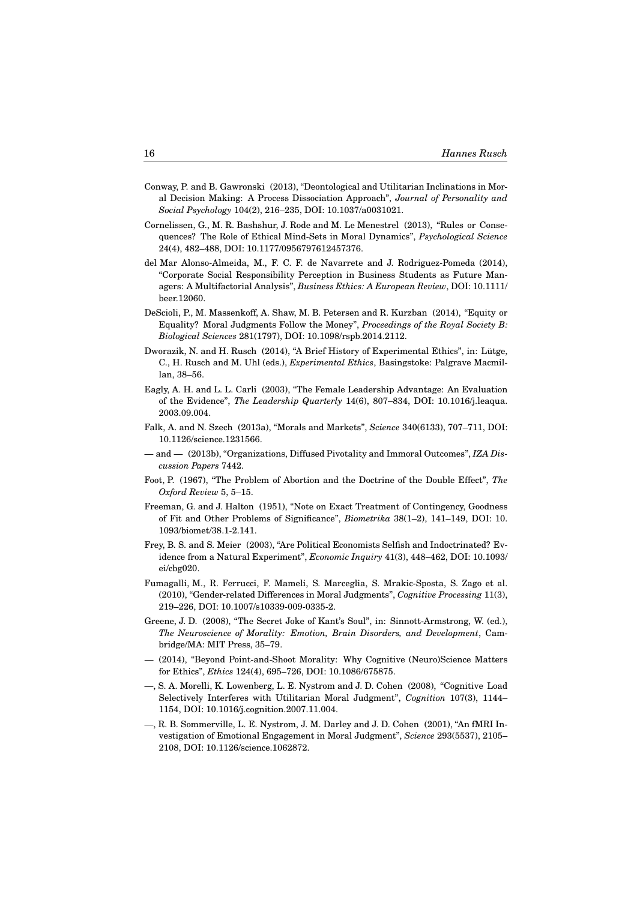Conway, P. and B. Gawronski (2013), "Deontological and Utilitarian Inclinations in Moral Decision Making: A Process Dissociation Approach", *Journal of Personality and Social Psychology* 104(2), 216–235, DOI: 10.1037/a0031021.

Cornelissen, G., M. R. Bashshur, J. Rode and M. Le Menestrel (2013), "Rules or Consequences? The Role of Ethical Mind-Sets in Moral Dynamics", *Psychological Science* 24(4), 482–488, DOI: 10.1177/0956797612457376.

del Mar Alonso-Almeida, M., F. C. F. de Navarrete and J. Rodriguez-Pomeda (2014), "Corporate Social Responsibility Perception in Business Students as Future Managers: A Multifactorial Analysis", *Business Ethics: A European Review*, DOI: 10.1111/beer.12060.

DeScioli, P., M. Massenkoff, A. Shaw, M. B. Petersen and R. Kurzban (2014), "Equity or Equality? Moral Judgments Follow the Money", *Proceedings of the Royal Society B: Biological Sciences* 281(1797), DOI: 10.1098/rspb.2014.2112.

Dworazik, N. and H. Rusch (2014), "A Brief History of Experimental Ethics", in: Lütge, C., H. Rusch and M. Uhl (eds.), *Experimental Ethics*, Basingstoke: Palgrave Macmillan, 38–56.

Eagly, A. H. and L. L. Carli (2003), "The Female Leadership Advantage: An Evaluation of the Evidence", *The Leadership Quarterly* 14(6), 807–834, DOI: 10.1016/j.leaqua.2003.09.004.

Falk, A. and N. Szech (2013a), "Morals and Markets", *Science* 340(6133), 707–711, DOI: 10.1126/science.1231566.

— and — (2013b), "Organizations, Diffused Pivotality and Immoral Outcomes", *IZA Discussion Papers* 7442.

Foot, P. (1967), "The Problem of Abortion and the Doctrine of the Double Effect", *The Oxford Review* 5, 5–15.

Freeman, G. and J. Halton (1951), "Note on Exact Treatment of Contingency, Goodness of Fit and Other Problems of Significance", *Biometrika* 38(1–2), 141–149, DOI: 10.1093/biomet/38.1-2.141.

Frey, B. S. and S. Meier (2003), "Are Political Economists Selfish and Indoctrinated? Evidence from a Natural Experiment", *Economic Inquiry* 41(3), 448–462, DOI: 10.1093/ei/cbg020.

Fumagalli, M., R. Ferrucci, F. Mameli, S. Marceglia, S. Mrakic-Sposta, S. Zago et al. (2010), "Gender-related Differences in Moral Judgments", *Cognitive Processing* 11(3), 219–226, DOI: 10.1007/s10339-009-0335-2.

Greene, J. D. (2008), "The Secret Joke of Kant's Soul", in: Sinnott-Armstrong, W. (ed.), *The Neuroscience of Morality: Emotion, Brain Disorders, and Development*, Cambridge/MA: MIT Press, 35–79.

— (2014), "Beyond Point-and-Shoot Morality: Why Cognitive (Neuro)Science Matters for Ethics", *Ethics* 124(4), 695–726, DOI: 10.1086/675875.

—, S. A. Morelli, K. Lowenberg, L. E. Nystrom and J. D. Cohen (2008), "Cognitive Load Selectively Interferes with Utilitarian Moral Judgment", *Cognition* 107(3), 1144–1154, DOI: 10.1016/j.cognition.2007.11.004.

—, R. B. Sommerville, L. E. Nystrom, J. M. Darley and J. D. Cohen (2001), "An fMRI Investigation of Emotional Engagement in Moral Judgment", *Science* 293(5537), 2105–2108, DOI: 10.1126/science.1062872.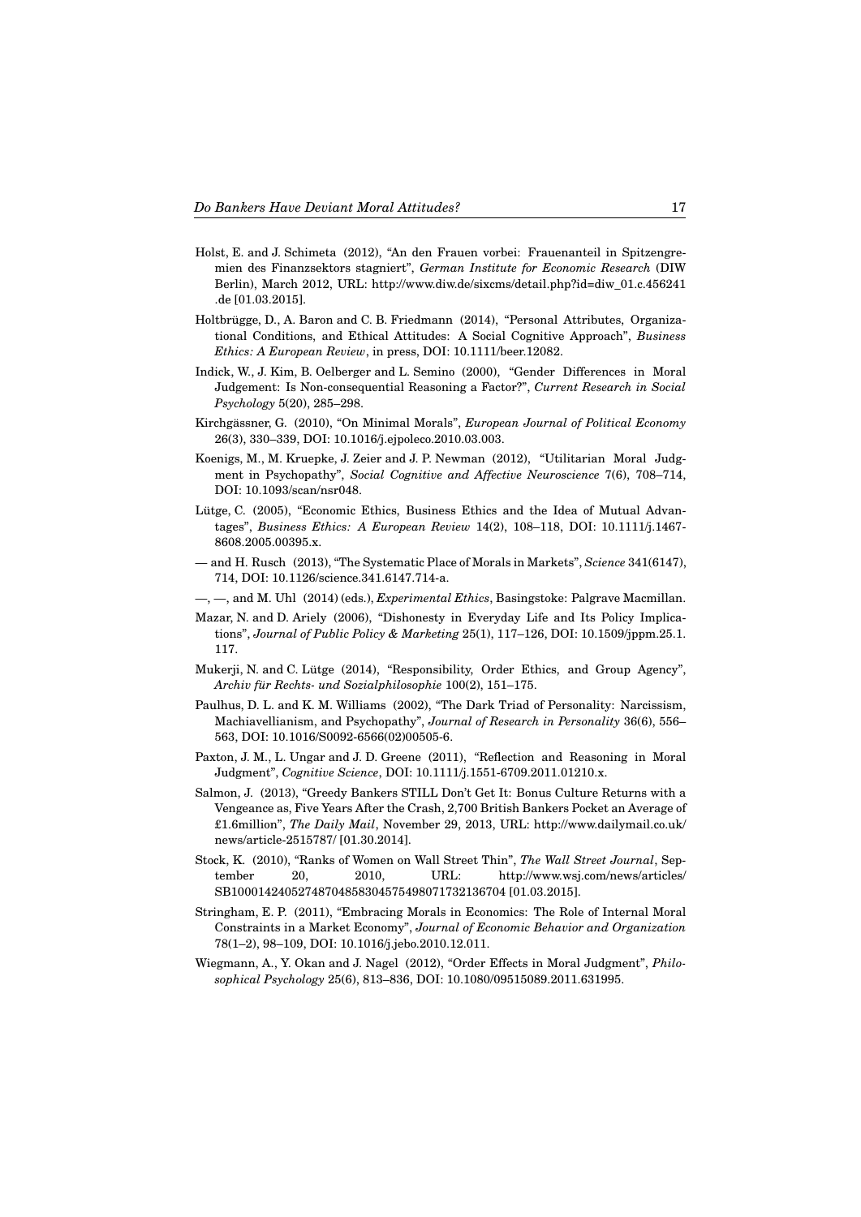Holst, E. and J. Schimeta (2012), "An den Frauen vorbei: Frauenanteil in Spitzengremien des Finanzsektors stagniert", *German Institute for Economic Research* (DIW Berlin), March 2012, URL: http://www.diw.de/sixcms/detail.php?id=diw_01.c.456241.de [01.03.2015].

Holtbrügge, D., A. Baron and C. B. Friedmann (2014), "Personal Attributes, Organizational Conditions, and Ethical Attitudes: A Social Cognitive Approach", *Business Ethics: A European Review*, in press, DOI: 10.1111/beer.12082.

Indick, W., J. Kim, B. Oelberger and L. Semino (2000), "Gender Differences in Moral Judgement: Is Non-consequential Reasoning a Factor?", *Current Research in Social Psychology* 5(20), 285–298.

Kirchgässner, G. (2010), "On Minimal Morals", *European Journal of Political Economy* 26(3), 330–339, DOI: 10.1016/j.ejpoleco.2010.03.003.

Koenigs, M., M. Kruepke, J. Zeier and J. P. Newman (2012), "Utilitarian Moral Judgment in Psychopathy", *Social Cognitive and Affective Neuroscience* 7(6), 708–714, DOI: 10.1093/scan/nsr048.

Lütge, C. (2005), "Economic Ethics, Business Ethics and the Idea of Mutual Advantages", *Business Ethics: A European Review* 14(2), 108–118, DOI: 10.1111/j.1467-8608.2005.00395.x.

— and H. Rusch (2013), "The Systematic Place of Morals in Markets", *Science* 341(6147), 714, DOI: 10.1126/science.341.6147.714-a.

—, —, and M. Uhl (2014) (eds.), *Experimental Ethics*, Basingstoke: Palgrave Macmillan.

Mazar, N. and D. Ariely (2006), "Dishonesty in Everyday Life and Its Policy Implications", *Journal of Public Policy & Marketing* 25(1), 117–126, DOI: 10.1509/jppm.25.1.117.

Mukerji, N. and C. Lütge (2014), "Responsibility, Order Ethics, and Group Agency", *Archiv für Rechts- und Sozialphilosophie* 100(2), 151–175.

Paulhus, D. L. and K. M. Williams (2002), "The Dark Triad of Personality: Narcissism, Machiavellianism, and Psychopathy", *Journal of Research in Personality* 36(6), 556–563, DOI: 10.1016/S0092-6566(02)00505-6.

Paxton, J. M., L. Ungar and J. D. Greene (2011), "Reflection and Reasoning in Moral Judgment", *Cognitive Science*, DOI: 10.1111/j.1551-6709.2011.01210.x.

Salmon, J. (2013), "Greedy Bankers STILL Don't Get It: Bonus Culture Returns with a Vengeance as, Five Years After the Crash, 2,700 British Bankers Pocket an Average of £1.6million", *The Daily Mail*, November 29, 2013, URL: http://www.dailymail.co.uk/news/article-2515787/ [01.30.2014].

Stock, K. (2010), "Ranks of Women on Wall Street Thin", *The Wall Street Journal*, September 20, 2010, URL: http://www.wsj.com/news/articles/SB10001424052748704858304575498071732136704 [01.03.2015].

Stringham, E. P. (2011), "Embracing Morals in Economics: The Role of Internal Moral Constraints in a Market Economy", *Journal of Economic Behavior and Organization* 78(1–2), 98–109, DOI: 10.1016/j.jebo.2010.12.011.

Wiegmann, A., Y. Okan and J. Nagel (2012), "Order Effects in Moral Judgment", *Philosophical Psychology* 25(6), 813–836, DOI: 10.1080/09515089.2011.631995.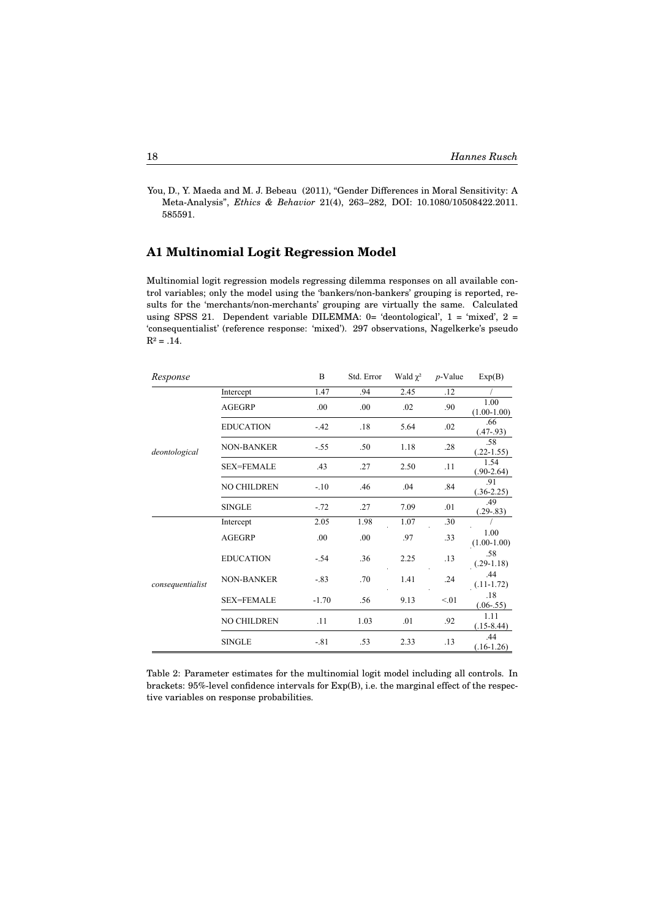You, D., Y. Maeda and M. J. Bebeau (2011), "Gender Differences in Moral Sensitivity: A Meta-Analysis", *Ethics & Behavior* 21(4), 263–282, DOI: 10.1080/10508422.2011.585591.

## A1 Multinomial Logit Regression Model

Multinomial logit regression models regressing dilemma responses on all available control variables; only the model using the 'bankers/non-bankers' grouping is reported, results for the 'merchants/non-merchants' grouping are virtually the same. Calculated using SPSS 21. Dependent variable DILEMMA: 0= 'deontological', 1 = 'mixed', 2 = 'consequentialist' (reference response: 'mixed'). 297 observations, Nagelkerke's pseudo $R^2 = .14$.

| *Response* | | B | Std. Error | Wald $\chi^2$ | *p*-Value | Exp(B) |
|---|---|---|---|---|---|---|
| *deontological* | Intercept | 1.47 | .94 | 2.45 | .12 | / |
| | AGEGRP | .00 | .00 | .02 | .90 | 1.00 (1.00-1.00) |
| | EDUCATION | -.42 | .18 | 5.64 | .02 | .66 (.47-.93) |
| | NON-BANKER | -.55 | .50 | 1.18 | .28 | .58 (.22-1.55) |
| | SEX=FEMALE | .43 | .27 | 2.50 | .11 | 1.54 (.90-2.64) |
| | NO CHILDREN | -.10 | .46 | .04 | .84 | .91 (.36-2.25) |
| | SINGLE | -.72 | .27 | 7.09 | .01 | .49 (.29-.83) |
| *consequentialist* | Intercept | 2.05 | 1.98 | 1.07 | .30 | / |
| | AGEGRP | .00 | .00 | .97 | .33 | 1.00 (1.00-1.00) |
| | EDUCATION | -.54 | .36 | 2.25 | .13 | .58 (.29-1.18) |
| | NON-BANKER | -.83 | .70 | 1.41 | .24 | .44 (.11-1.72) |
| | SEX=FEMALE | -1.70 | .56 | 9.13 | <.01 | .18 (.06-.55) |
| | NO CHILDREN | .11 | 1.03 | .01 | .92 | 1.11 (.15-8.44) |
| | SINGLE | -.81 | .53 | 2.33 | .13 | .44 (.16-1.26) |

Table 2: Parameter estimates for the multinomial logit model including all controls. In brackets: 95%-level confidence intervals for Exp(B), i.e. the marginal effect of the respective variables on response probabilities.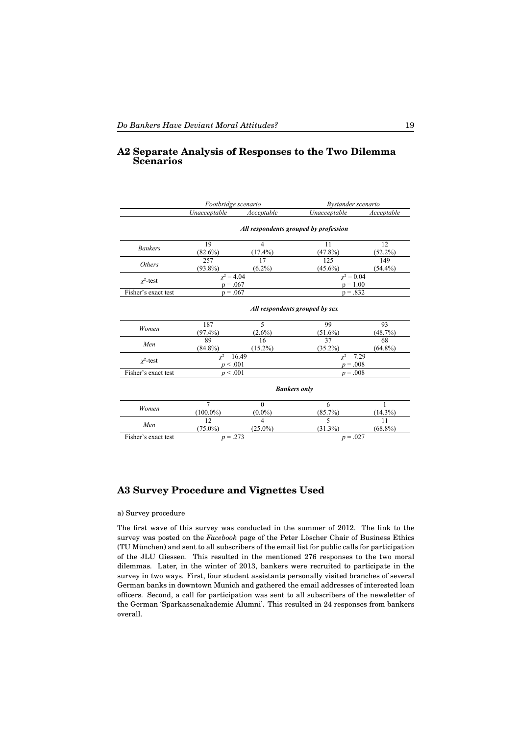## A2 Separate Analysis of Responses to the Two Dilemma Scenarios

| | *Footbridge scenario* | | *Bystander scenario* | |
|---|---|---|---|---|
| | *Unacceptable* | *Acceptable* | *Unacceptable* | *Acceptable* |
| | ***All respondents grouped by profession*** | | | |
| *Bankers* | 19 (82.6%) | 4 (17.4%) | 11 (47.8%) | 12 (52.2%) |
| *Others* | 257 (93.8%) | 17 (6.2%) | 125 (45.6%) | 149 (54.4%) |
| $\chi^2$-test | $\chi^2 = 4.04$, p = .067 | | $\chi^2 = 0.04$, p = 1.00 | |
| Fisher's exact test | p = .067 | | p = .832 | |
| | ***All respondents grouped by sex*** | | | |
| *Women* | 187 (97.4%) | 5 (2.6%) | 99 (51.6%) | 93 (48.7%) |
| *Men* | 89 (84.8%) | 16 (15.2%) | 37 (35.2%) | 68 (64.8%) |
| $\chi^2$-test | $\chi^2 = 16.49$, $p < .001$ | | $\chi^2 = 7.29$, $p = .008$ | |
| Fisher's exact test | $p < .001$ | | $p = .008$ | |
| | ***Bankers only*** | | | |
| *Women* | 7 (100.0%) | 0 (0.0%) | 6 (85.7%) | 1 (14.3%) |
| *Men* | 12 (75.0%) | 4 (25.0%) | 5 (31.3%) | 11 (68.8%) |
| Fisher's exact test | $p = .273$ | | $p = .027$ | |

## A3 Survey Procedure and Vignettes Used

a) Survey procedure

The first wave of this survey was conducted in the summer of 2012. The link to the survey was posted on the *Facebook* page of the Peter Löscher Chair of Business Ethics (TU München) and sent to all subscribers of the email list for public calls for participation of the JLU Giessen. This resulted in the mentioned 276 responses to the two moral dilemmas. Later, in the winter of 2013, bankers were recruited to participate in the survey in two ways. First, four student assistants personally visited branches of several German banks in downtown Munich and gathered the email addresses of interested loan officers. Second, a call for participation was sent to all subscribers of the newsletter of the German 'Sparkassenakademie Alumni'. This resulted in 24 responses from bankers overall.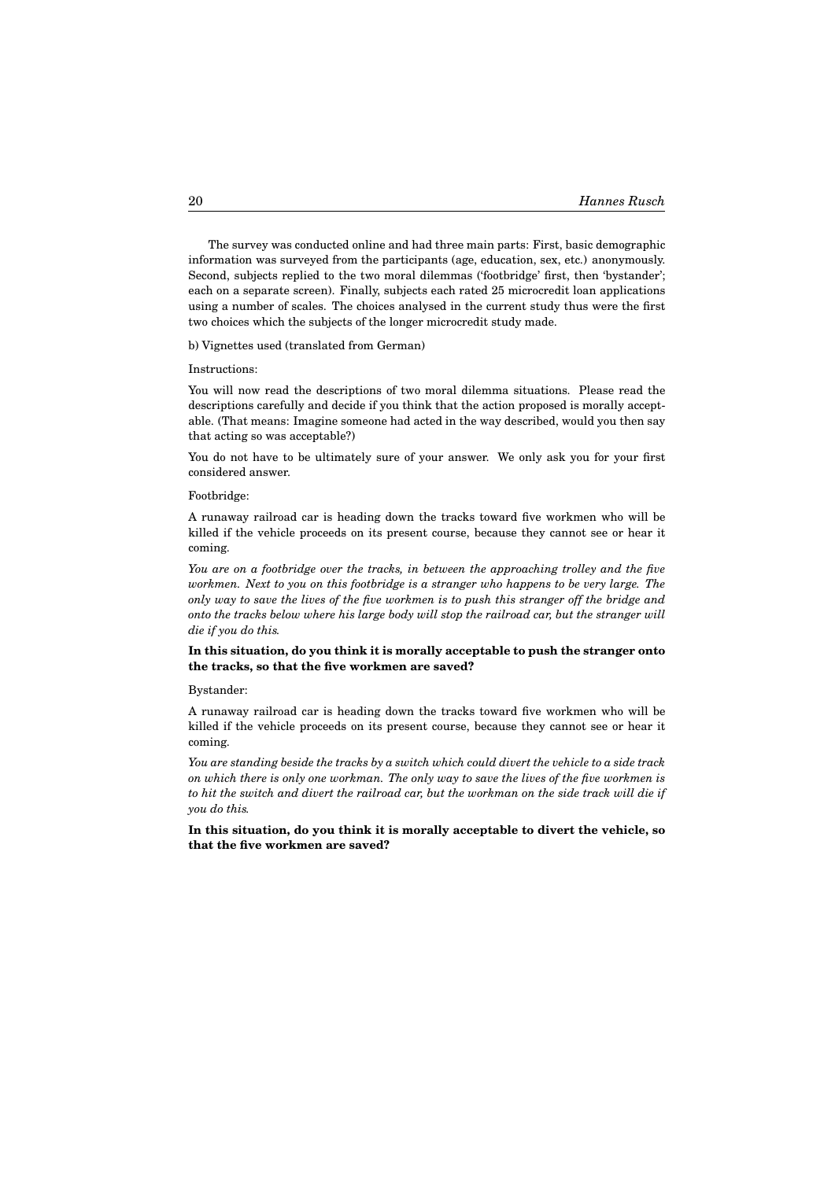The survey was conducted online and had three main parts: First, basic demographic information was surveyed from the participants (age, education, sex, etc.) anonymously. Second, subjects replied to the two moral dilemmas ('footbridge' first, then 'bystander'; each on a separate screen). Finally, subjects each rated 25 microcredit loan applications using a number of scales. The choices analysed in the current study thus were the first two choices which the subjects of the longer microcredit study made.

b) Vignettes used (translated from German)

Instructions:

You will now read the descriptions of two moral dilemma situations. Please read the descriptions carefully and decide if you think that the action proposed is morally acceptable. (That means: Imagine someone had acted in the way described, would you then say that acting so was acceptable?)

You do not have to be ultimately sure of your answer. We only ask you for your first considered answer.

Footbridge:

A runaway railroad car is heading down the tracks toward five workmen who will be killed if the vehicle proceeds on its present course, because they cannot see or hear it coming.

*You are on a footbridge over the tracks, in between the approaching trolley and the five workmen. Next to you on this footbridge is a stranger who happens to be very large. The only way to save the lives of the five workmen is to push this stranger off the bridge and onto the tracks below where his large body will stop the railroad car, but the stranger will die if you do this.*

**In this situation, do you think it is morally acceptable to push the stranger onto the tracks, so that the five workmen are saved?**

Bystander:

A runaway railroad car is heading down the tracks toward five workmen who will be killed if the vehicle proceeds on its present course, because they cannot see or hear it coming.

*You are standing beside the tracks by a switch which could divert the vehicle to a side track on which there is only one workman. The only way to save the lives of the five workmen is to hit the switch and divert the railroad car, but the workman on the side track will die if you do this.*

**In this situation, do you think it is morally acceptable to divert the vehicle, so that the five workmen are saved?**